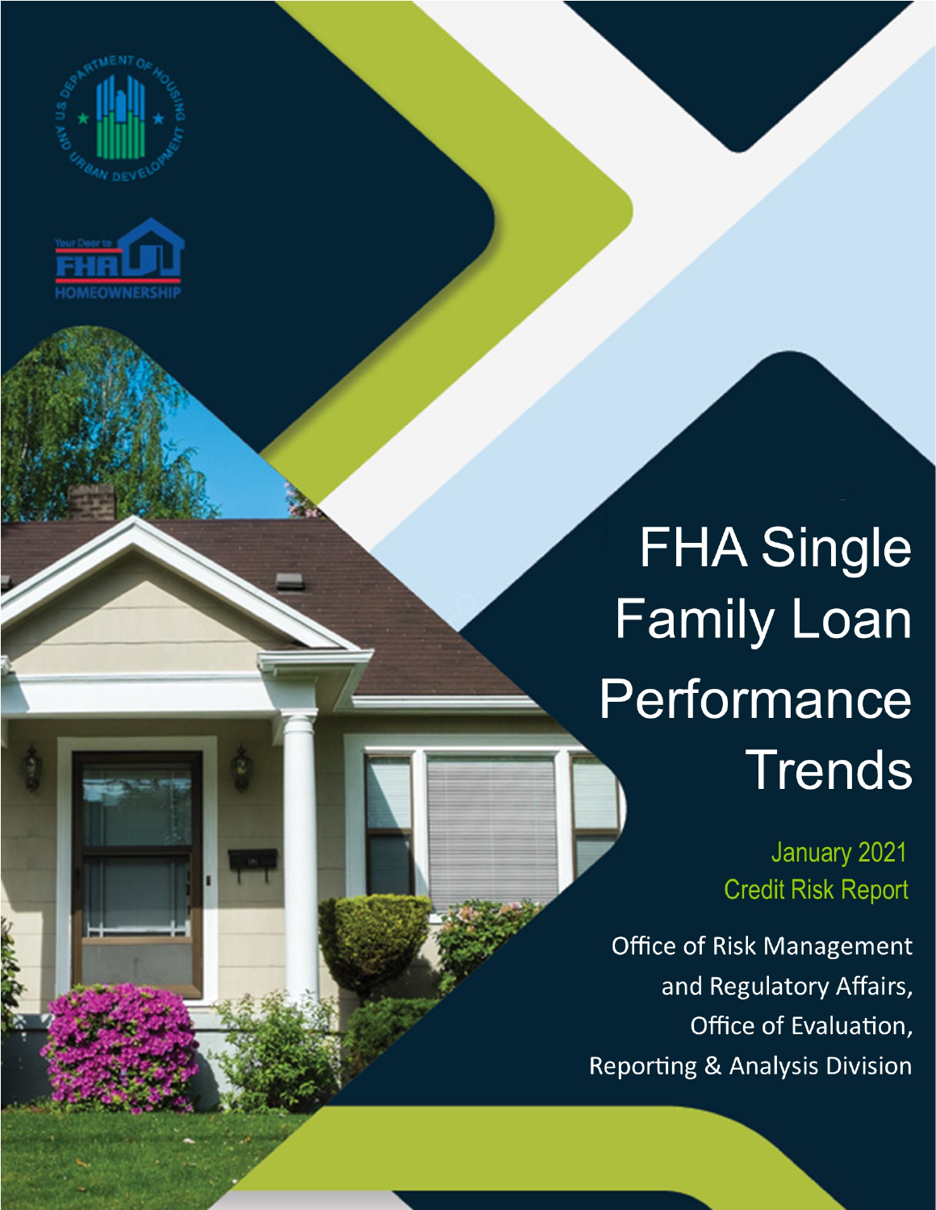# FHA Single Family Loan Performance Trends

January 2021
Credit Risk Report

Office of Risk Management and Regulatory Affairs, Office of Evaluation, Reporting & Analysis Division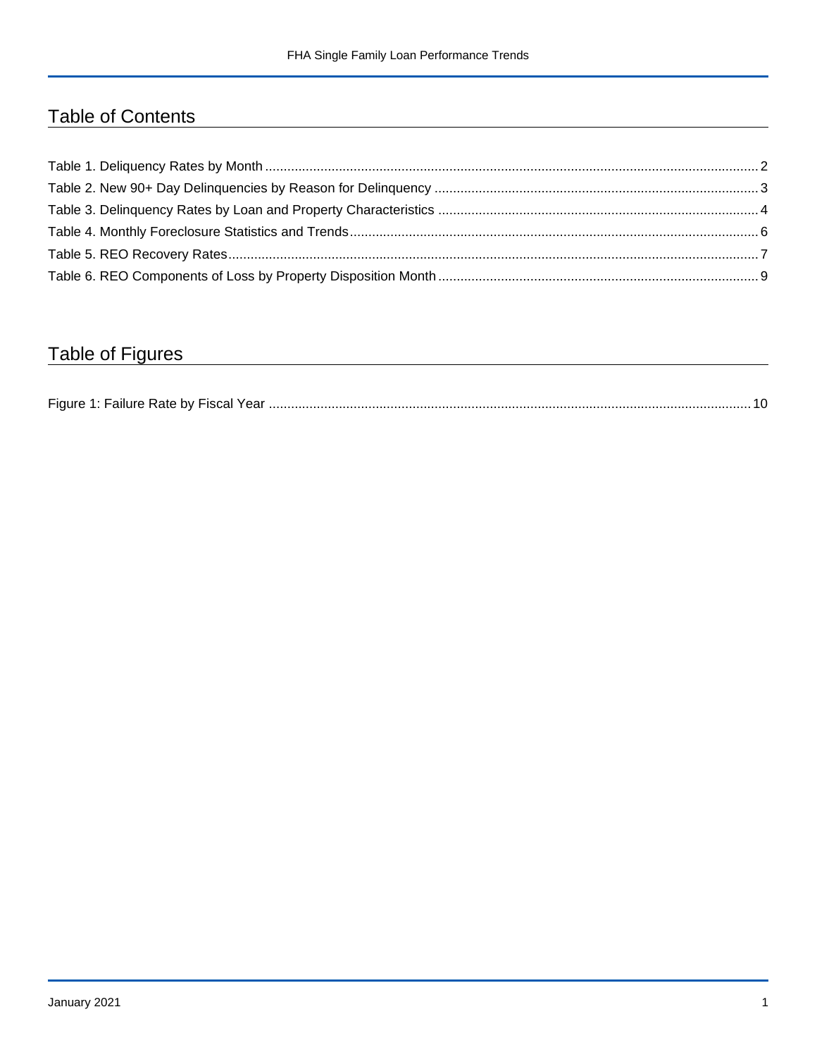## Table of Contents

Table 1. Deliquency Rates by Month ........ 2
Table 2. New 90+ Day Delinquencies by Reason for Delinquency ........ 3
Table 3. Delinquency Rates by Loan and Property Characteristics ........ 4
Table 4. Monthly Foreclosure Statistics and Trends ........ 6
Table 5. REO Recovery Rates ........ 7
Table 6. REO Components of Loss by Property Disposition Month ........ 9

## Table of Figures

Figure 1: Failure Rate by Fiscal Year ........ 10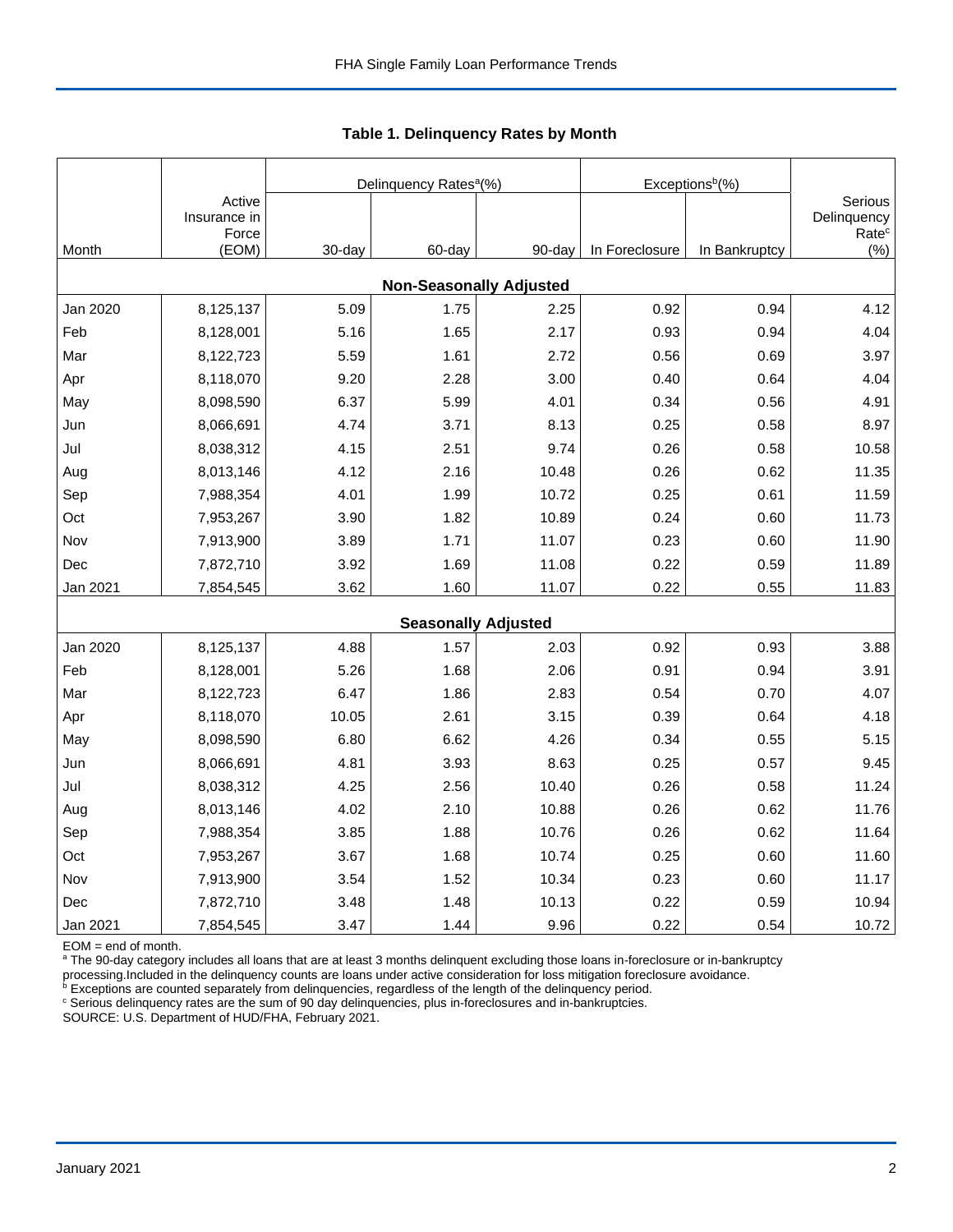### Table 1. Delinquency Rates by Month

| Month | Active Insurance in Force (EOM) | Delinquency Rates[a](%) | | | Exceptions[b](%) | | Serious Delinquency Rate[c] (%) |
|---|---|---|---|---|---|---|---|
| | | 30-day | 60-day | 90-day | In Foreclosure | In Bankruptcy | |
| **Non-Seasonally Adjusted** | | | | | | | |
| Jan 2020 | 8,125,137 | 5.09 | 1.75 | 2.25 | 0.92 | 0.94 | 4.12 |
| Feb | 8,128,001 | 5.16 | 1.65 | 2.17 | 0.93 | 0.94 | 4.04 |
| Mar | 8,122,723 | 5.59 | 1.61 | 2.72 | 0.56 | 0.69 | 3.97 |
| Apr | 8,118,070 | 9.20 | 2.28 | 3.00 | 0.40 | 0.64 | 4.04 |
| May | 8,098,590 | 6.37 | 5.99 | 4.01 | 0.34 | 0.56 | 4.91 |
| Jun | 8,066,691 | 4.74 | 3.71 | 8.13 | 0.25 | 0.58 | 8.97 |
| Jul | 8,038,312 | 4.15 | 2.51 | 9.74 | 0.26 | 0.58 | 10.58 |
| Aug | 8,013,146 | 4.12 | 2.16 | 10.48 | 0.26 | 0.62 | 11.35 |
| Sep | 7,988,354 | 4.01 | 1.99 | 10.72 | 0.25 | 0.61 | 11.59 |
| Oct | 7,953,267 | 3.90 | 1.82 | 10.89 | 0.24 | 0.60 | 11.73 |
| Nov | 7,913,900 | 3.89 | 1.71 | 11.07 | 0.23 | 0.60 | 11.90 |
| Dec | 7,872,710 | 3.92 | 1.69 | 11.08 | 0.22 | 0.59 | 11.89 |
| Jan 2021 | 7,854,545 | 3.62 | 1.60 | 11.07 | 0.22 | 0.55 | 11.83 |
| **Seasonally Adjusted** | | | | | | | |
| Jan 2020 | 8,125,137 | 4.88 | 1.57 | 2.03 | 0.92 | 0.93 | 3.88 |
| Feb | 8,128,001 | 5.26 | 1.68 | 2.06 | 0.91 | 0.94 | 3.91 |
| Mar | 8,122,723 | 6.47 | 1.86 | 2.83 | 0.54 | 0.70 | 4.07 |
| Apr | 8,118,070 | 10.05 | 2.61 | 3.15 | 0.39 | 0.64 | 4.18 |
| May | 8,098,590 | 6.80 | 6.62 | 4.26 | 0.34 | 0.55 | 5.15 |
| Jun | 8,066,691 | 4.81 | 3.93 | 8.63 | 0.25 | 0.57 | 9.45 |
| Jul | 8,038,312 | 4.25 | 2.56 | 10.40 | 0.26 | 0.58 | 11.24 |
| Aug | 8,013,146 | 4.02 | 2.10 | 10.88 | 0.26 | 0.62 | 11.76 |
| Sep | 7,988,354 | 3.85 | 1.88 | 10.76 | 0.26 | 0.62 | 11.64 |
| Oct | 7,953,267 | 3.67 | 1.68 | 10.74 | 0.25 | 0.60 | 11.60 |
| Nov | 7,913,900 | 3.54 | 1.52 | 10.34 | 0.23 | 0.60 | 11.17 |
| Dec | 7,872,710 | 3.48 | 1.48 | 10.13 | 0.22 | 0.59 | 10.94 |
| Jan 2021 | 7,854,545 | 3.47 | 1.44 | 9.96 | 0.22 | 0.54 | 10.72 |

EOM = end of month.
[a] The 90-day category includes all loans that are at least 3 months delinquent excluding those loans in-foreclosure or in-bankruptcy processing.Included in the delinquency counts are loans under active consideration for loss mitigation foreclosure avoidance.
[b] Exceptions are counted separately from delinquencies, regardless of the length of the delinquency period.
[c] Serious delinquency rates are the sum of 90 day delinquencies, plus in-foreclosures and in-bankruptcies.
SOURCE: U.S. Department of HUD/FHA, February 2021.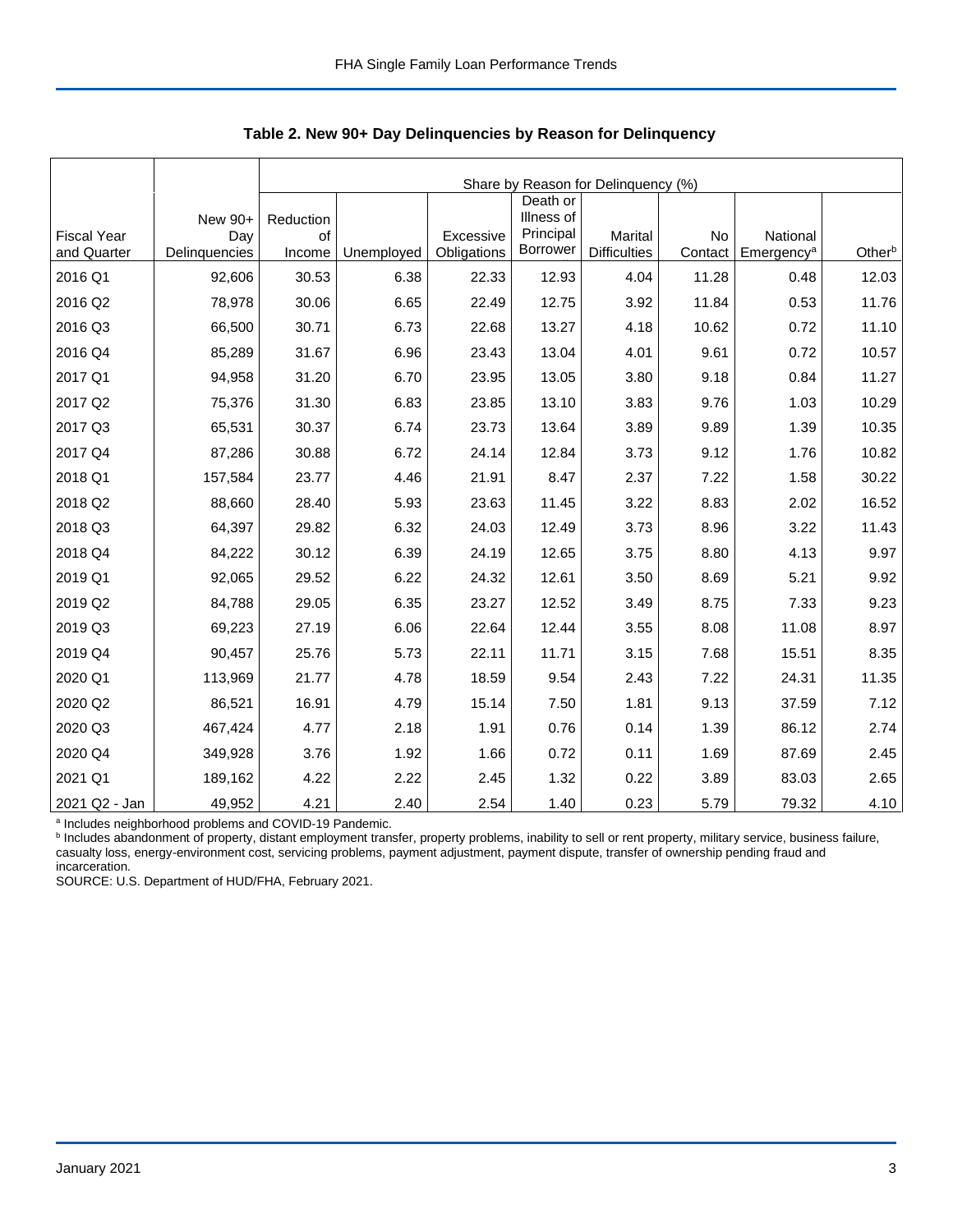**Table 2. New 90+ Day Delinquencies by Reason for Delinquency**

| | | Share by Reason for Delinquency (%) | | | | | | | |
|---|---|---|---|---|---|---|---|---|---|
| Fiscal Year and Quarter | New 90+ Day Delinquencies | Reduction of Income | Unemployed | Excessive Obligations | Death or Illness of Principal Borrower | Marital Difficulties | No Contact | National Emergency[a] | Other[b] |
| 2016 Q1 | 92,606 | 30.53 | 6.38 | 22.33 | 12.93 | 4.04 | 11.28 | 0.48 | 12.03 |
| 2016 Q2 | 78,978 | 30.06 | 6.65 | 22.49 | 12.75 | 3.92 | 11.84 | 0.53 | 11.76 |
| 2016 Q3 | 66,500 | 30.71 | 6.73 | 22.68 | 13.27 | 4.18 | 10.62 | 0.72 | 11.10 |
| 2016 Q4 | 85,289 | 31.67 | 6.96 | 23.43 | 13.04 | 4.01 | 9.61 | 0.72 | 10.57 |
| 2017 Q1 | 94,958 | 31.20 | 6.70 | 23.95 | 13.05 | 3.80 | 9.18 | 0.84 | 11.27 |
| 2017 Q2 | 75,376 | 31.30 | 6.83 | 23.85 | 13.10 | 3.83 | 9.76 | 1.03 | 10.29 |
| 2017 Q3 | 65,531 | 30.37 | 6.74 | 23.73 | 13.64 | 3.89 | 9.89 | 1.39 | 10.35 |
| 2017 Q4 | 87,286 | 30.88 | 6.72 | 24.14 | 12.84 | 3.73 | 9.12 | 1.76 | 10.82 |
| 2018 Q1 | 157,584 | 23.77 | 4.46 | 21.91 | 8.47 | 2.37 | 7.22 | 1.58 | 30.22 |
| 2018 Q2 | 88,660 | 28.40 | 5.93 | 23.63 | 11.45 | 3.22 | 8.83 | 2.02 | 16.52 |
| 2018 Q3 | 64,397 | 29.82 | 6.32 | 24.03 | 12.49 | 3.73 | 8.96 | 3.22 | 11.43 |
| 2018 Q4 | 84,222 | 30.12 | 6.39 | 24.19 | 12.65 | 3.75 | 8.80 | 4.13 | 9.97 |
| 2019 Q1 | 92,065 | 29.52 | 6.22 | 24.32 | 12.61 | 3.50 | 8.69 | 5.21 | 9.92 |
| 2019 Q2 | 84,788 | 29.05 | 6.35 | 23.27 | 12.52 | 3.49 | 8.75 | 7.33 | 9.23 |
| 2019 Q3 | 69,223 | 27.19 | 6.06 | 22.64 | 12.44 | 3.55 | 8.08 | 11.08 | 8.97 |
| 2019 Q4 | 90,457 | 25.76 | 5.73 | 22.11 | 11.71 | 3.15 | 7.68 | 15.51 | 8.35 |
| 2020 Q1 | 113,969 | 21.77 | 4.78 | 18.59 | 9.54 | 2.43 | 7.22 | 24.31 | 11.35 |
| 2020 Q2 | 86,521 | 16.91 | 4.79 | 15.14 | 7.50 | 1.81 | 9.13 | 37.59 | 7.12 |
| 2020 Q3 | 467,424 | 4.77 | 2.18 | 1.91 | 0.76 | 0.14 | 1.39 | 86.12 | 2.74 |
| 2020 Q4 | 349,928 | 3.76 | 1.92 | 1.66 | 0.72 | 0.11 | 1.69 | 87.69 | 2.45 |
| 2021 Q1 | 189,162 | 4.22 | 2.22 | 2.45 | 1.32 | 0.22 | 3.89 | 83.03 | 2.65 |
| 2021 Q2 - Jan | 49,952 | 4.21 | 2.40 | 2.54 | 1.40 | 0.23 | 5.79 | 79.32 | 4.10 |

[a] Includes neighborhood problems and COVID-19 Pandemic.
[b] Includes abandonment of property, distant employment transfer, property problems, inability to sell or rent property, military service, business failure, casualty loss, energy-environment cost, servicing problems, payment adjustment, payment dispute, transfer of ownership pending fraud and incarceration.
SOURCE: U.S. Department of HUD/FHA, February 2021.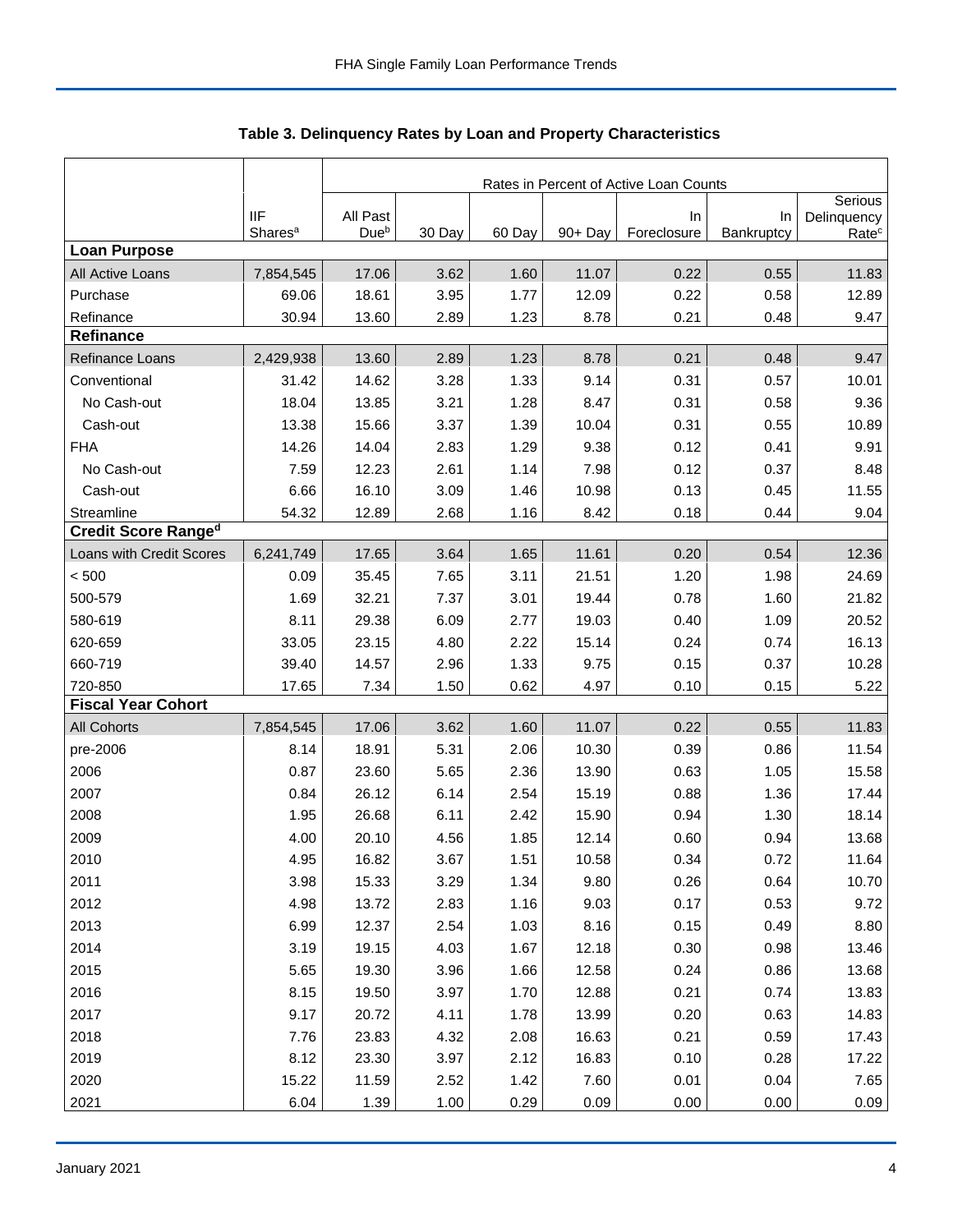## Table 3. Delinquency Rates by Loan and Property Characteristics

| | IIF Shares[a] | Rates in Percent of Active Loan Counts | | | | | | |
|---|---|---|---|---|---|---|---|---|
| | | All Past Due[b] | 30 Day | 60 Day | 90+ Day | In Foreclosure | In Bankruptcy | Serious Delinquency Rate[c] |
| **Loan Purpose** | | | | | | | | |
| All Active Loans | 7,854,545 | 17.06 | 3.62 | 1.60 | 11.07 | 0.22 | 0.55 | 11.83 |
| Purchase | 69.06 | 18.61 | 3.95 | 1.77 | 12.09 | 0.22 | 0.58 | 12.89 |
| Refinance | 30.94 | 13.60 | 2.89 | 1.23 | 8.78 | 0.21 | 0.48 | 9.47 |
| **Refinance** | | | | | | | | |
| Refinance Loans | 2,429,938 | 13.60 | 2.89 | 1.23 | 8.78 | 0.21 | 0.48 | 9.47 |
| Conventional | 31.42 | 14.62 | 3.28 | 1.33 | 9.14 | 0.31 | 0.57 | 10.01 |
| No Cash-out | 18.04 | 13.85 | 3.21 | 1.28 | 8.47 | 0.31 | 0.58 | 9.36 |
| Cash-out | 13.38 | 15.66 | 3.37 | 1.39 | 10.04 | 0.31 | 0.55 | 10.89 |
| FHA | 14.26 | 14.04 | 2.83 | 1.29 | 9.38 | 0.12 | 0.41 | 9.91 |
| No Cash-out | 7.59 | 12.23 | 2.61 | 1.14 | 7.98 | 0.12 | 0.37 | 8.48 |
| Cash-out | 6.66 | 16.10 | 3.09 | 1.46 | 10.98 | 0.13 | 0.45 | 11.55 |
| Streamline | 54.32 | 12.89 | 2.68 | 1.16 | 8.42 | 0.18 | 0.44 | 9.04 |
| **Credit Score Range[d]** | | | | | | | | |
| Loans with Credit Scores | 6,241,749 | 17.65 | 3.64 | 1.65 | 11.61 | 0.20 | 0.54 | 12.36 |
| < 500 | 0.09 | 35.45 | 7.65 | 3.11 | 21.51 | 1.20 | 1.98 | 24.69 |
| 500-579 | 1.69 | 32.21 | 7.37 | 3.01 | 19.44 | 0.78 | 1.60 | 21.82 |
| 580-619 | 8.11 | 29.38 | 6.09 | 2.77 | 19.03 | 0.40 | 1.09 | 20.52 |
| 620-659 | 33.05 | 23.15 | 4.80 | 2.22 | 15.14 | 0.24 | 0.74 | 16.13 |
| 660-719 | 39.40 | 14.57 | 2.96 | 1.33 | 9.75 | 0.15 | 0.37 | 10.28 |
| 720-850 | 17.65 | 7.34 | 1.50 | 0.62 | 4.97 | 0.10 | 0.15 | 5.22 |
| **Fiscal Year Cohort** | | | | | | | | |
| All Cohorts | 7,854,545 | 17.06 | 3.62 | 1.60 | 11.07 | 0.22 | 0.55 | 11.83 |
| pre-2006 | 8.14 | 18.91 | 5.31 | 2.06 | 10.30 | 0.39 | 0.86 | 11.54 |
| 2006 | 0.87 | 23.60 | 5.65 | 2.36 | 13.90 | 0.63 | 1.05 | 15.58 |
| 2007 | 0.84 | 26.12 | 6.14 | 2.54 | 15.19 | 0.88 | 1.36 | 17.44 |
| 2008 | 1.95 | 26.68 | 6.11 | 2.42 | 15.90 | 0.94 | 1.30 | 18.14 |
| 2009 | 4.00 | 20.10 | 4.56 | 1.85 | 12.14 | 0.60 | 0.94 | 13.68 |
| 2010 | 4.95 | 16.82 | 3.67 | 1.51 | 10.58 | 0.34 | 0.72 | 11.64 |
| 2011 | 3.98 | 15.33 | 3.29 | 1.34 | 9.80 | 0.26 | 0.64 | 10.70 |
| 2012 | 4.98 | 13.72 | 2.83 | 1.16 | 9.03 | 0.17 | 0.53 | 9.72 |
| 2013 | 6.99 | 12.37 | 2.54 | 1.03 | 8.16 | 0.15 | 0.49 | 8.80 |
| 2014 | 3.19 | 19.15 | 4.03 | 1.67 | 12.18 | 0.30 | 0.98 | 13.46 |
| 2015 | 5.65 | 19.30 | 3.96 | 1.66 | 12.58 | 0.24 | 0.86 | 13.68 |
| 2016 | 8.15 | 19.50 | 3.97 | 1.70 | 12.88 | 0.21 | 0.74 | 13.83 |
| 2017 | 9.17 | 20.72 | 4.11 | 1.78 | 13.99 | 0.20 | 0.63 | 14.83 |
| 2018 | 7.76 | 23.83 | 4.32 | 2.08 | 16.63 | 0.21 | 0.59 | 17.43 |
| 2019 | 8.12 | 23.30 | 3.97 | 2.12 | 16.83 | 0.10 | 0.28 | 17.22 |
| 2020 | 15.22 | 11.59 | 2.52 | 1.42 | 7.60 | 0.01 | 0.04 | 7.65 |
| 2021 | 6.04 | 1.39 | 1.00 | 0.29 | 0.09 | 0.00 | 0.00 | 0.09 |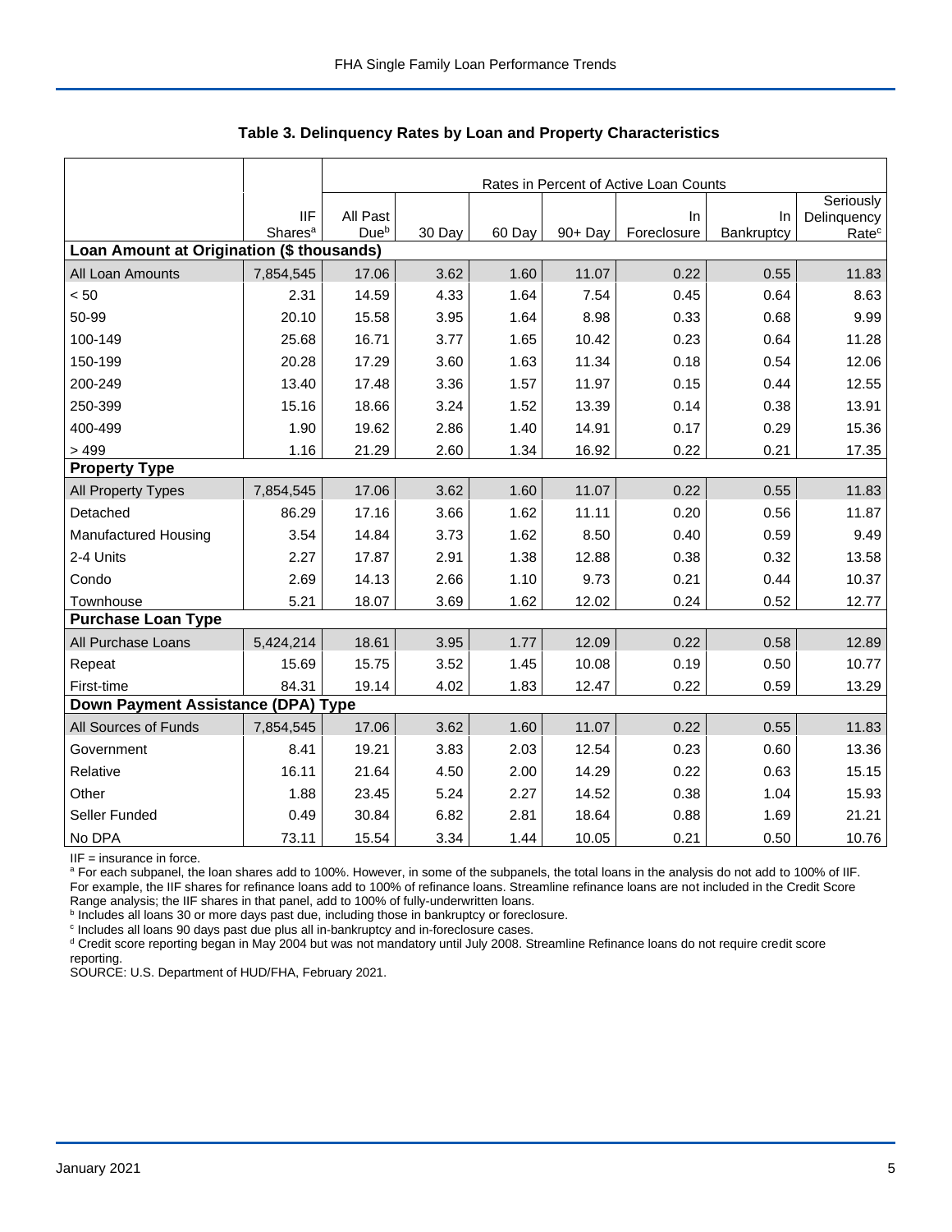## Table 3. Delinquency Rates by Loan and Property Characteristics

| | IIF Shares[a] | Rates in Percent of Active Loan Counts | | | | | | |
|---|---|---|---|---|---|---|---|---|
| | | All Past Due[b] | 30 Day | 60 Day | 90+ Day | In Foreclosure | In Bankruptcy | Seriously Delinquency Rate[c] |
| **Loan Amount at Origination ($ thousands)** | | | | | | | | |
| All Loan Amounts | 7,854,545 | 17.06 | 3.62 | 1.60 | 11.07 | 0.22 | 0.55 | 11.83 |
| < 50 | 2.31 | 14.59 | 4.33 | 1.64 | 7.54 | 0.45 | 0.64 | 8.63 |
| 50-99 | 20.10 | 15.58 | 3.95 | 1.64 | 8.98 | 0.33 | 0.68 | 9.99 |
| 100-149 | 25.68 | 16.71 | 3.77 | 1.65 | 10.42 | 0.23 | 0.64 | 11.28 |
| 150-199 | 20.28 | 17.29 | 3.60 | 1.63 | 11.34 | 0.18 | 0.54 | 12.06 |
| 200-249 | 13.40 | 17.48 | 3.36 | 1.57 | 11.97 | 0.15 | 0.44 | 12.55 |
| 250-399 | 15.16 | 18.66 | 3.24 | 1.52 | 13.39 | 0.14 | 0.38 | 13.91 |
| 400-499 | 1.90 | 19.62 | 2.86 | 1.40 | 14.91 | 0.17 | 0.29 | 15.36 |
| > 499 | 1.16 | 21.29 | 2.60 | 1.34 | 16.92 | 0.22 | 0.21 | 17.35 |
| **Property Type** | | | | | | | | |
| All Property Types | 7,854,545 | 17.06 | 3.62 | 1.60 | 11.07 | 0.22 | 0.55 | 11.83 |
| Detached | 86.29 | 17.16 | 3.66 | 1.62 | 11.11 | 0.20 | 0.56 | 11.87 |
| Manufactured Housing | 3.54 | 14.84 | 3.73 | 1.62 | 8.50 | 0.40 | 0.59 | 9.49 |
| 2-4 Units | 2.27 | 17.87 | 2.91 | 1.38 | 12.88 | 0.38 | 0.32 | 13.58 |
| Condo | 2.69 | 14.13 | 2.66 | 1.10 | 9.73 | 0.21 | 0.44 | 10.37 |
| Townhouse | 5.21 | 18.07 | 3.69 | 1.62 | 12.02 | 0.24 | 0.52 | 12.77 |
| **Purchase Loan Type** | | | | | | | | |
| All Purchase Loans | 5,424,214 | 18.61 | 3.95 | 1.77 | 12.09 | 0.22 | 0.58 | 12.89 |
| Repeat | 15.69 | 15.75 | 3.52 | 1.45 | 10.08 | 0.19 | 0.50 | 10.77 |
| First-time | 84.31 | 19.14 | 4.02 | 1.83 | 12.47 | 0.22 | 0.59 | 13.29 |
| **Down Payment Assistance (DPA) Type** | | | | | | | | |
| All Sources of Funds | 7,854,545 | 17.06 | 3.62 | 1.60 | 11.07 | 0.22 | 0.55 | 11.83 |
| Government | 8.41 | 19.21 | 3.83 | 2.03 | 12.54 | 0.23 | 0.60 | 13.36 |
| Relative | 16.11 | 21.64 | 4.50 | 2.00 | 14.29 | 0.22 | 0.63 | 15.15 |
| Other | 1.88 | 23.45 | 5.24 | 2.27 | 14.52 | 0.38 | 1.04 | 15.93 |
| Seller Funded | 0.49 | 30.84 | 6.82 | 2.81 | 18.64 | 0.88 | 1.69 | 21.21 |
| No DPA | 73.11 | 15.54 | 3.34 | 1.44 | 10.05 | 0.21 | 0.50 | 10.76 |

IIF = insurance in force.

[a] For each subpanel, the loan shares add to 100%. However, in some of the subpanels, the total loans in the analysis do not add to 100% of IIF. For example, the IIF shares for refinance loans add to 100% of refinance loans. Streamline refinance loans are not included in the Credit Score Range analysis; the IIF shares in that panel, add to 100% of fully-underwritten loans.

[b] Includes all loans 30 or more days past due, including those in bankruptcy or foreclosure.

[c] Includes all loans 90 days past due plus all in-bankruptcy and in-foreclosure cases.

[d] Credit score reporting began in May 2004 but was not mandatory until July 2008. Streamline Refinance loans do not require credit score reporting.

SOURCE: U.S. Department of HUD/FHA, February 2021.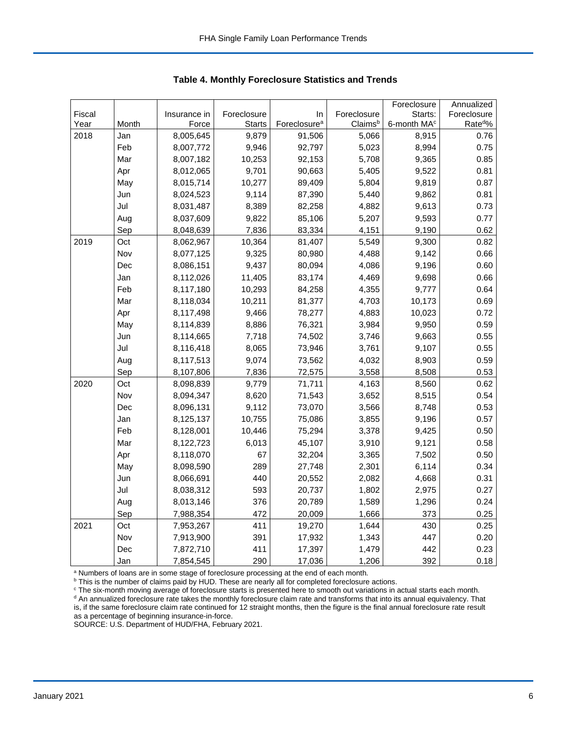**Table 4. Monthly Foreclosure Statistics and Trends**

| Fiscal Year | Month | Insurance in Force | Foreclosure Starts | In Foreclosure[a] | Foreclosure Claims[b] | Foreclosure Starts: 6-month MA[c] | Annualized Foreclosure Rate[d]% |
|---|---|---|---|---|---|---|---|
| 2018 | Jan | 8,005,645 | 9,879 | 91,506 | 5,066 | 8,915 | 0.76 |
| | Feb | 8,007,772 | 9,946 | 92,797 | 5,023 | 8,994 | 0.75 |
| | Mar | 8,007,182 | 10,253 | 92,153 | 5,708 | 9,365 | 0.85 |
| | Apr | 8,012,065 | 9,701 | 90,663 | 5,405 | 9,522 | 0.81 |
| | May | 8,015,714 | 10,277 | 89,409 | 5,804 | 9,819 | 0.87 |
| | Jun | 8,024,523 | 9,114 | 87,390 | 5,440 | 9,862 | 0.81 |
| | Jul | 8,031,487 | 8,389 | 82,258 | 4,882 | 9,613 | 0.73 |
| | Aug | 8,037,609 | 9,822 | 85,106 | 5,207 | 9,593 | 0.77 |
| | Sep | 8,048,639 | 7,836 | 83,334 | 4,151 | 9,190 | 0.62 |
| 2019 | Oct | 8,062,967 | 10,364 | 81,407 | 5,549 | 9,300 | 0.82 |
| | Nov | 8,077,125 | 9,325 | 80,980 | 4,488 | 9,142 | 0.66 |
| | Dec | 8,086,151 | 9,437 | 80,094 | 4,086 | 9,196 | 0.60 |
| | Jan | 8,112,026 | 11,405 | 83,174 | 4,469 | 9,698 | 0.66 |
| | Feb | 8,117,180 | 10,293 | 84,258 | 4,355 | 9,777 | 0.64 |
| | Mar | 8,118,034 | 10,211 | 81,377 | 4,703 | 10,173 | 0.69 |
| | Apr | 8,117,498 | 9,466 | 78,277 | 4,883 | 10,023 | 0.72 |
| | May | 8,114,839 | 8,886 | 76,321 | 3,984 | 9,950 | 0.59 |
| | Jun | 8,114,665 | 7,718 | 74,502 | 3,746 | 9,663 | 0.55 |
| | Jul | 8,116,418 | 8,065 | 73,946 | 3,761 | 9,107 | 0.55 |
| | Aug | 8,117,513 | 9,074 | 73,562 | 4,032 | 8,903 | 0.59 |
| | Sep | 8,107,806 | 7,836 | 72,575 | 3,558 | 8,508 | 0.53 |
| 2020 | Oct | 8,098,839 | 9,779 | 71,711 | 4,163 | 8,560 | 0.62 |
| | Nov | 8,094,347 | 8,620 | 71,543 | 3,652 | 8,515 | 0.54 |
| | Dec | 8,096,131 | 9,112 | 73,070 | 3,566 | 8,748 | 0.53 |
| | Jan | 8,125,137 | 10,755 | 75,086 | 3,855 | 9,196 | 0.57 |
| | Feb | 8,128,001 | 10,446 | 75,294 | 3,378 | 9,425 | 0.50 |
| | Mar | 8,122,723 | 6,013 | 45,107 | 3,910 | 9,121 | 0.58 |
| | Apr | 8,118,070 | 67 | 32,204 | 3,365 | 7,502 | 0.50 |
| | May | 8,098,590 | 289 | 27,748 | 2,301 | 6,114 | 0.34 |
| | Jun | 8,066,691 | 440 | 20,552 | 2,082 | 4,668 | 0.31 |
| | Jul | 8,038,312 | 593 | 20,737 | 1,802 | 2,975 | 0.27 |
| | Aug | 8,013,146 | 376 | 20,789 | 1,589 | 1,296 | 0.24 |
| | Sep | 7,988,354 | 472 | 20,009 | 1,666 | 373 | 0.25 |
| 2021 | Oct | 7,953,267 | 411 | 19,270 | 1,644 | 430 | 0.25 |
| | Nov | 7,913,900 | 391 | 17,932 | 1,343 | 447 | 0.20 |
| | Dec | 7,872,710 | 411 | 17,397 | 1,479 | 442 | 0.23 |
| | Jan | 7,854,545 | 290 | 17,036 | 1,206 | 392 | 0.18 |

[a] Numbers of loans are in some stage of foreclosure processing at the end of each month.
[b] This is the number of claims paid by HUD. These are nearly all for completed foreclosure actions.
[c] The six-month moving average of foreclosure starts is presented here to smooth out variations in actual starts each month.
[d] An annualized foreclosure rate takes the monthly foreclosure claim rate and transforms that into its annual equivalency. That is, if the same foreclosure claim rate continued for 12 straight months, then the figure is the final annual foreclosure rate result as a percentage of beginning insurance-in-force.
SOURCE: U.S. Department of HUD/FHA, February 2021.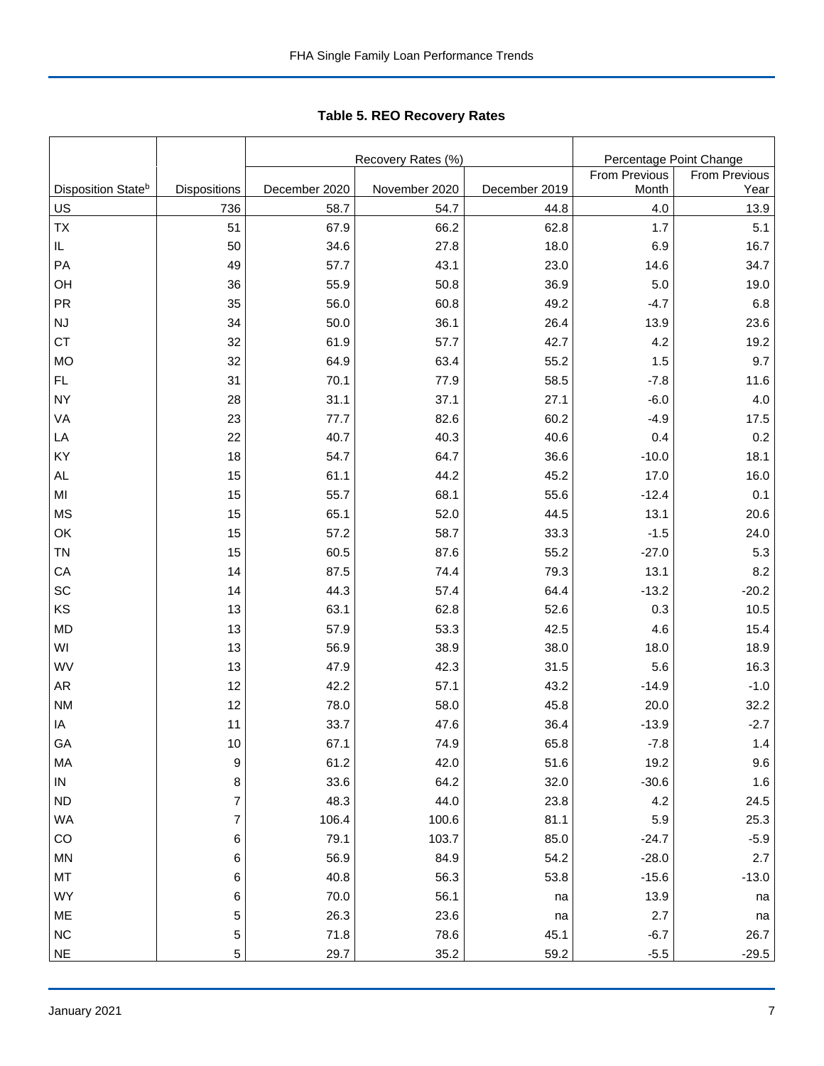**Table 5. REO Recovery Rates**

| | | Recovery Rates (%) | | | Percentage Point Change | |
|---|---|---|---|---|---|---|
| Disposition State[b] | Dispositions | December 2020 | November 2020 | December 2019 | From Previous Month | From Previous Year |
| US | 736 | 58.7 | 54.7 | 44.8 | 4.0 | 13.9 |
| TX | 51 | 67.9 | 66.2 | 62.8 | 1.7 | 5.1 |
| IL | 50 | 34.6 | 27.8 | 18.0 | 6.9 | 16.7 |
| PA | 49 | 57.7 | 43.1 | 23.0 | 14.6 | 34.7 |
| OH | 36 | 55.9 | 50.8 | 36.9 | 5.0 | 19.0 |
| PR | 35 | 56.0 | 60.8 | 49.2 | -4.7 | 6.8 |
| NJ | 34 | 50.0 | 36.1 | 26.4 | 13.9 | 23.6 |
| CT | 32 | 61.9 | 57.7 | 42.7 | 4.2 | 19.2 |
| MO | 32 | 64.9 | 63.4 | 55.2 | 1.5 | 9.7 |
| FL | 31 | 70.1 | 77.9 | 58.5 | -7.8 | 11.6 |
| NY | 28 | 31.1 | 37.1 | 27.1 | -6.0 | 4.0 |
| VA | 23 | 77.7 | 82.6 | 60.2 | -4.9 | 17.5 |
| LA | 22 | 40.7 | 40.3 | 40.6 | 0.4 | 0.2 |
| KY | 18 | 54.7 | 64.7 | 36.6 | -10.0 | 18.1 |
| AL | 15 | 61.1 | 44.2 | 45.2 | 17.0 | 16.0 |
| MI | 15 | 55.7 | 68.1 | 55.6 | -12.4 | 0.1 |
| MS | 15 | 65.1 | 52.0 | 44.5 | 13.1 | 20.6 |
| OK | 15 | 57.2 | 58.7 | 33.3 | -1.5 | 24.0 |
| TN | 15 | 60.5 | 87.6 | 55.2 | -27.0 | 5.3 |
| CA | 14 | 87.5 | 74.4 | 79.3 | 13.1 | 8.2 |
| SC | 14 | 44.3 | 57.4 | 64.4 | -13.2 | -20.2 |
| KS | 13 | 63.1 | 62.8 | 52.6 | 0.3 | 10.5 |
| MD | 13 | 57.9 | 53.3 | 42.5 | 4.6 | 15.4 |
| WI | 13 | 56.9 | 38.9 | 38.0 | 18.0 | 18.9 |
| WV | 13 | 47.9 | 42.3 | 31.5 | 5.6 | 16.3 |
| AR | 12 | 42.2 | 57.1 | 43.2 | -14.9 | -1.0 |
| NM | 12 | 78.0 | 58.0 | 45.8 | 20.0 | 32.2 |
| IA | 11 | 33.7 | 47.6 | 36.4 | -13.9 | -2.7 |
| GA | 10 | 67.1 | 74.9 | 65.8 | -7.8 | 1.4 |
| MA | 9 | 61.2 | 42.0 | 51.6 | 19.2 | 9.6 |
| IN | 8 | 33.6 | 64.2 | 32.0 | -30.6 | 1.6 |
| ND | 7 | 48.3 | 44.0 | 23.8 | 4.2 | 24.5 |
| WA | 7 | 106.4 | 100.6 | 81.1 | 5.9 | 25.3 |
| CO | 6 | 79.1 | 103.7 | 85.0 | -24.7 | -5.9 |
| MN | 6 | 56.9 | 84.9 | 54.2 | -28.0 | 2.7 |
| MT | 6 | 40.8 | 56.3 | 53.8 | -15.6 | -13.0 |
| WY | 6 | 70.0 | 56.1 | na | 13.9 | na |
| ME | 5 | 26.3 | 23.6 | na | 2.7 | na |
| NC | 5 | 71.8 | 78.6 | 45.1 | -6.7 | 26.7 |
| NE | 5 | 29.7 | 35.2 | 59.2 | -5.5 | -29.5 |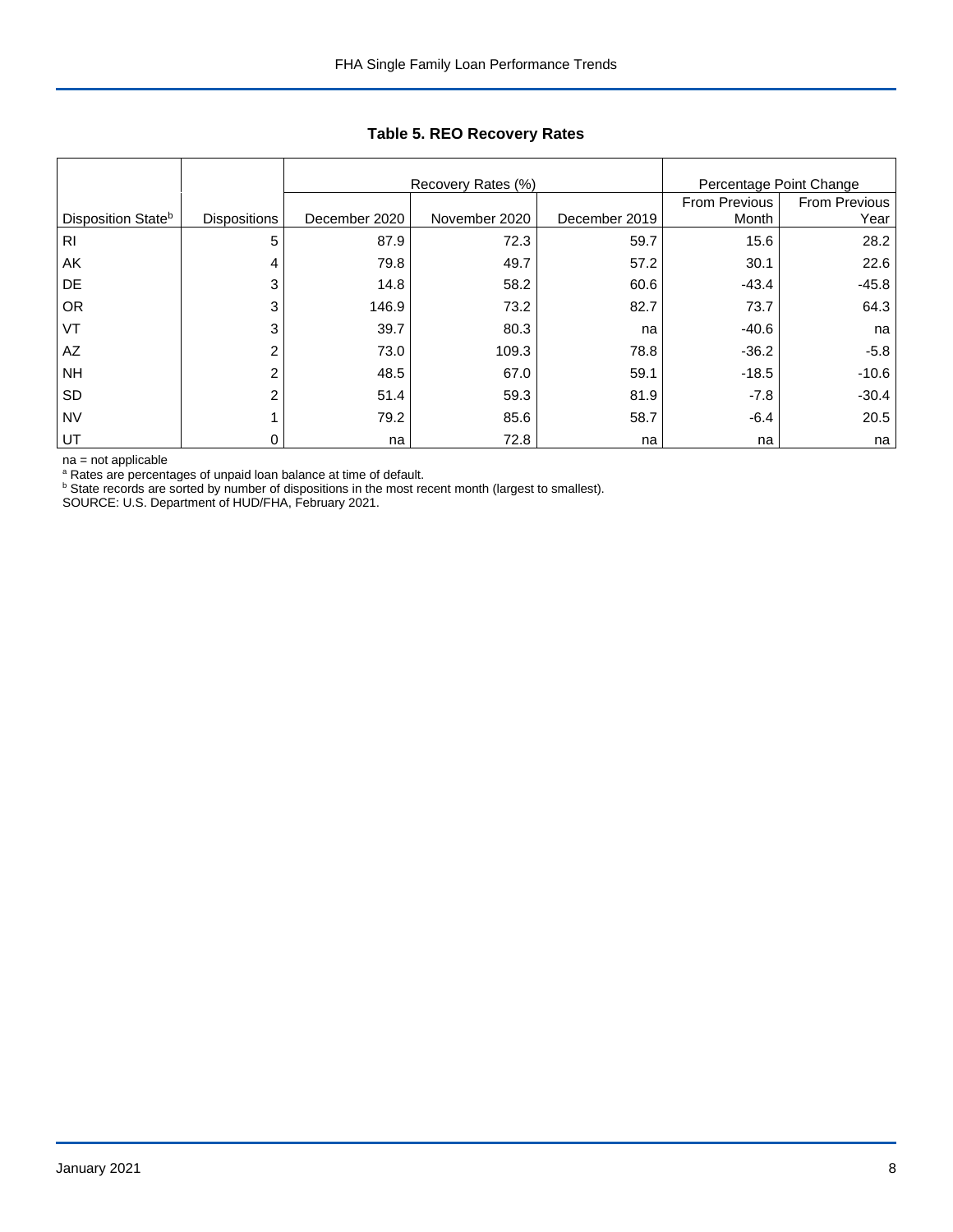## Table 5. REO Recovery Rates

| | | Recovery Rates (%) | | | Percentage Point Change | |
|---|---|---|---|---|---|---|
| Disposition State[b] | Dispositions | December 2020 | November 2020 | December 2019 | From Previous Month | From Previous Year |
| RI | 5 | 87.9 | 72.3 | 59.7 | 15.6 | 28.2 |
| AK | 4 | 79.8 | 49.7 | 57.2 | 30.1 | 22.6 |
| DE | 3 | 14.8 | 58.2 | 60.6 | -43.4 | -45.8 |
| OR | 3 | 146.9 | 73.2 | 82.7 | 73.7 | 64.3 |
| VT | 3 | 39.7 | 80.3 | na | -40.6 | na |
| AZ | 2 | 73.0 | 109.3 | 78.8 | -36.2 | -5.8 |
| NH | 2 | 48.5 | 67.0 | 59.1 | -18.5 | -10.6 |
| SD | 2 | 51.4 | 59.3 | 81.9 | -7.8 | -30.4 |
| NV | 1 | 79.2 | 85.6 | 58.7 | -6.4 | 20.5 |
| UT | 0 | na | 72.8 | na | na | na |

na = not applicable

[a] Rates are percentages of unpaid loan balance at time of default.

[b] State records are sorted by number of dispositions in the most recent month (largest to smallest).

SOURCE: U.S. Department of HUD/FHA, February 2021.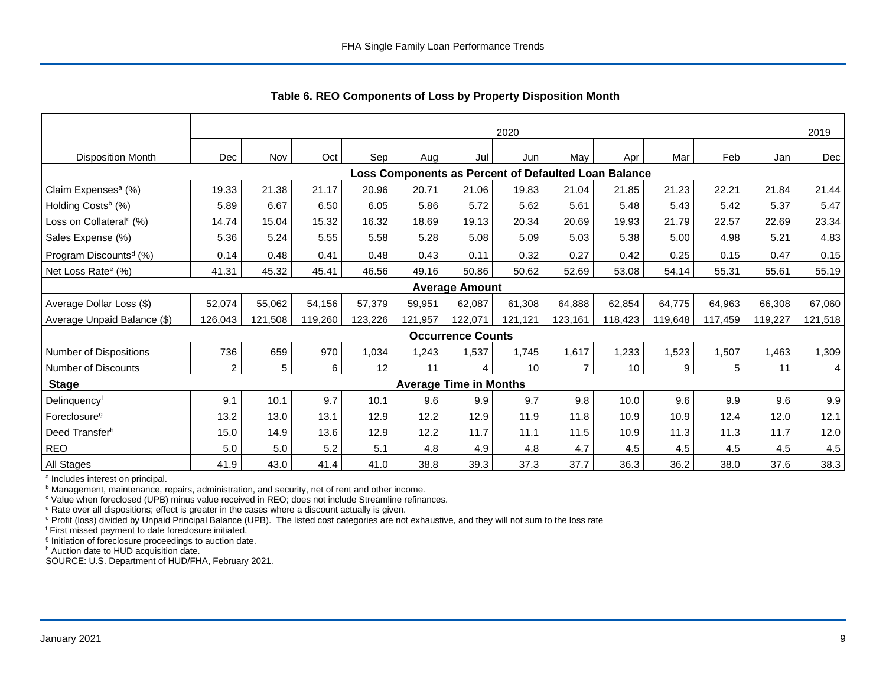### Table 6. REO Components of Loss by Property Disposition Month

| | 2020 | | | | | | | | | | | | 2019 |
|---|---|---|---|---|---|---|---|---|---|---|---|---|---|
| Disposition Month | Dec | Nov | Oct | Sep | Aug | Jul | Jun | May | Apr | Mar | Feb | Jan | Dec |
| **Loss Components as Percent of Defaulted Loan Balance** | | | | | | | | | | | | | |
| Claim Expenses[a] (%) | 19.33 | 21.38 | 21.17 | 20.96 | 20.71 | 21.06 | 19.83 | 21.04 | 21.85 | 21.23 | 22.21 | 21.84 | 21.44 |
| Holding Costs[b] (%) | 5.89 | 6.67 | 6.50 | 6.05 | 5.86 | 5.72 | 5.62 | 5.61 | 5.48 | 5.43 | 5.42 | 5.37 | 5.47 |
| Loss on Collateral[c] (%) | 14.74 | 15.04 | 15.32 | 16.32 | 18.69 | 19.13 | 20.34 | 20.69 | 19.93 | 21.79 | 22.57 | 22.69 | 23.34 |
| Sales Expense (%) | 5.36 | 5.24 | 5.55 | 5.58 | 5.28 | 5.08 | 5.09 | 5.03 | 5.38 | 5.00 | 4.98 | 5.21 | 4.83 |
| Program Discounts[d] (%) | 0.14 | 0.48 | 0.41 | 0.48 | 0.43 | 0.11 | 0.32 | 0.27 | 0.42 | 0.25 | 0.15 | 0.47 | 0.15 |
| Net Loss Rate[e] (%) | 41.31 | 45.32 | 45.41 | 46.56 | 49.16 | 50.86 | 50.62 | 52.69 | 53.08 | 54.14 | 55.31 | 55.61 | 55.19 |
| **Average Amount** | | | | | | | | | | | | | |
| Average Dollar Loss ($) | 52,074 | 55,062 | 54,156 | 57,379 | 59,951 | 62,087 | 61,308 | 64,888 | 62,854 | 64,775 | 64,963 | 66,308 | 67,060 |
| Average Unpaid Balance ($) | 126,043 | 121,508 | 119,260 | 123,226 | 121,957 | 122,071 | 121,121 | 123,161 | 118,423 | 119,648 | 117,459 | 119,227 | 121,518 |
| **Occurrence Counts** | | | | | | | | | | | | | |
| Number of Dispositions | 736 | 659 | 970 | 1,034 | 1,243 | 1,537 | 1,745 | 1,617 | 1,233 | 1,523 | 1,507 | 1,463 | 1,309 |
| Number of Discounts | 2 | 5 | 6 | 12 | 11 | 4 | 10 | 7 | 10 | 9 | 5 | 11 | 4 |
| **Stage** | **Average Time in Months** | | | | | | | | | | | | |
| Delinquency[f] | 9.1 | 10.1 | 9.7 | 10.1 | 9.6 | 9.9 | 9.7 | 9.8 | 10.0 | 9.6 | 9.9 | 9.6 | 9.9 |
| Foreclosure[g] | 13.2 | 13.0 | 13.1 | 12.9 | 12.2 | 12.9 | 11.9 | 11.8 | 10.9 | 10.9 | 12.4 | 12.0 | 12.1 |
| Deed Transfer[h] | 15.0 | 14.9 | 13.6 | 12.9 | 12.2 | 11.7 | 11.1 | 11.5 | 10.9 | 11.3 | 11.3 | 11.7 | 12.0 |
| REO | 5.0 | 5.0 | 5.2 | 5.1 | 4.8 | 4.9 | 4.8 | 4.7 | 4.5 | 4.5 | 4.5 | 4.5 | 4.5 |
| All Stages | 41.9 | 43.0 | 41.4 | 41.0 | 38.8 | 39.3 | 37.3 | 37.7 | 36.3 | 36.2 | 38.0 | 37.6 | 38.3 |

[a] Includes interest on principal.
[b] Management, maintenance, repairs, administration, and security, net of rent and other income.
[c] Value when foreclosed (UPB) minus value received in REO; does not include Streamline refinances.
[d] Rate over all dispositions; effect is greater in the cases where a discount actually is given.
[e] Profit (loss) divided by Unpaid Principal Balance (UPB). The listed cost categories are not exhaustive, and they will not sum to the loss rate
[f] First missed payment to date foreclosure initiated.
[g] Initiation of foreclosure proceedings to auction date.
[h] Auction date to HUD acquisition date.
SOURCE: U.S. Department of HUD/FHA, February 2021.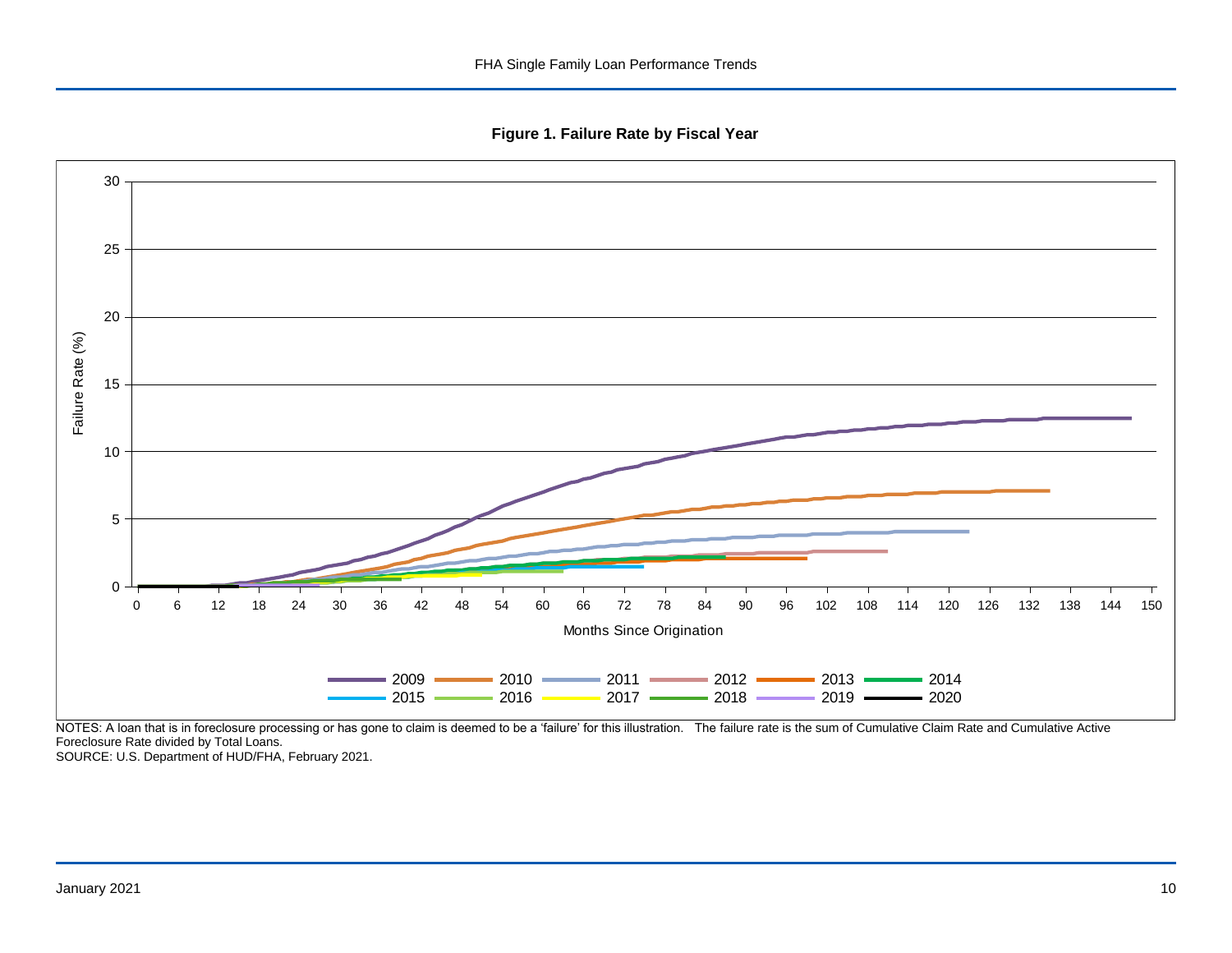**Figure 1. Failure Rate by Fiscal Year**

Failure Rate (%)

30
25
20
15
10
5
0

0 6 12 18 24 30 36 42 48 54 60 66 72 78 84 90 96 102 108 114 120 126 132 138 144 150

Months Since Origination

2009 2010 2011 2012 2013 2014
2015 2016 2017 2018 2019 2020

NOTES: A loan that is in foreclosure processing or has gone to claim is deemed to be a 'failure' for this illustration. The failure rate is the sum of Cumulative Claim Rate and Cumulative Active Foreclosure Rate divided by Total Loans.
SOURCE: U.S. Department of HUD/FHA, February 2021.